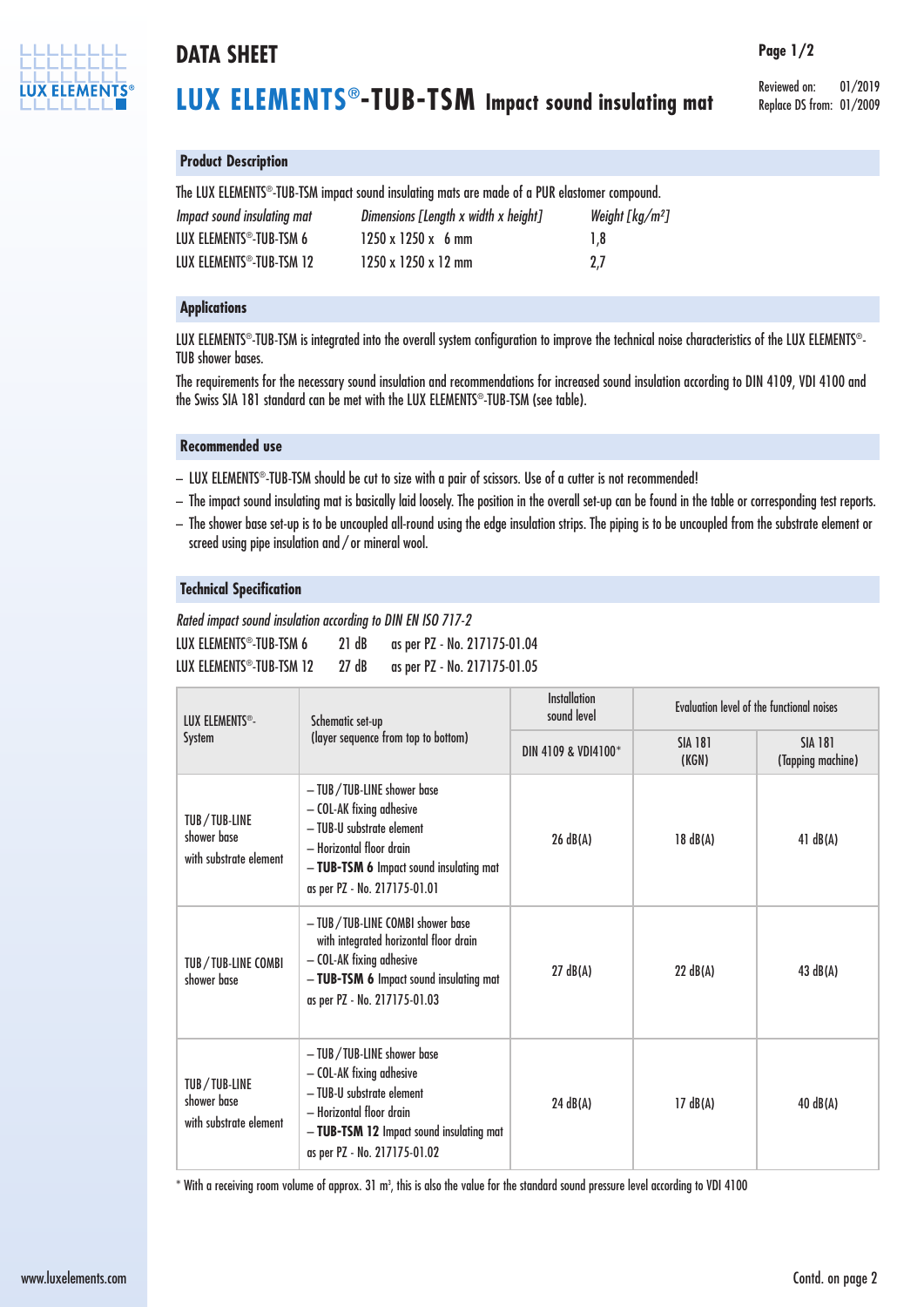# DATA SHEET

## LUX ELEMENTS®-TUB-TSM Impact sound insulating mat

Reviewed on: 01/2019
Replace DS from: 01/2009

### Product Description

The LUX ELEMENTS®-TUB-TSM impact sound insulating mats are made of a PUR elastomer compound.

| *Impact sound insulating mat* | *Dimensions [Length x width x height]* | *Weight [kg/m²]* |
|---|---|---|
| LUX ELEMENTS®-TUB-TSM 6 | 1250 x 1250 x 6 mm | 1,8 |
| LUX ELEMENTS®-TUB-TSM 12 | 1250 x 1250 x 12 mm | 2,7 |

### Applications

LUX ELEMENTS®-TUB-TSM is integrated into the overall system configuration to improve the technical noise characteristics of the LUX ELEMENTS®-TUB shower bases.

The requirements for the necessary sound insulation and recommendations for increased sound insulation according to DIN 4109, VDI 4100 and the Swiss SIA 181 standard can be met with the LUX ELEMENTS®-TUB-TSM (see table).

### Recommended use

- LUX ELEMENTS®-TUB-TSM should be cut to size with a pair of scissors. Use of a cutter is not recommended!
- The impact sound insulating mat is basically laid loosely. The position in the overall set-up can be found in the table or corresponding test reports.
- The shower base set-up is to be uncoupled all-round using the edge insulation strips. The piping is to be uncoupled from the substrate element or screed using pipe insulation and / or mineral wool.

### Technical Specification

*Rated impact sound insulation according to DIN EN ISO 717-2*

| | | |
|---|---|---|
| LUX ELEMENTS®-TUB-TSM 6 | 21 dB | as per PZ - No. 217175-01.04 |
| LUX ELEMENTS®-TUB-TSM 12 | 27 dB | as per PZ - No. 217175-01.05 |

| LUX ELEMENTS®-System | Schematic set-up (layer sequence from top to bottom) | Installation sound level | Evaluation level of the functional noises | |
|---|---|---|---|---|
| | | DIN 4109 & VDI4100* | SIA 181 (KGN) | SIA 181 (Tapping machine) |
| TUB / TUB-LINE shower base with substrate element | – TUB / TUB-LINE shower base<br>– COL-AK fixing adhesive<br>– TUB-U substrate element<br>– Horizontal floor drain<br>– **TUB-TSM 6** Impact sound insulating mat<br>as per PZ - No. 217175-01.01 | 26 dB(A) | 18 dB(A) | 41 dB(A) |
| TUB / TUB-LINE COMBI shower base | – TUB / TUB-LINE COMBI shower base with integrated horizontal floor drain<br>– COL-AK fixing adhesive<br>– **TUB-TSM 6** Impact sound insulating mat<br>as per PZ - No. 217175-01.03 | 27 dB(A) | 22 dB(A) | 43 dB(A) |
| TUB / TUB-LINE shower base with substrate element | – TUB / TUB-LINE shower base<br>– COL-AK fixing adhesive<br>– TUB-U substrate element<br>– Horizontal floor drain<br>– **TUB-TSM 12** Impact sound insulating mat<br>as per PZ - No. 217175-01.02 | 24 dB(A) | 17 dB(A) | 40 dB(A) |

\* With a receiving room volume of approx. 31 m³, this is also the value for the standard sound pressure level according to VDI 4100

Contd. on page 2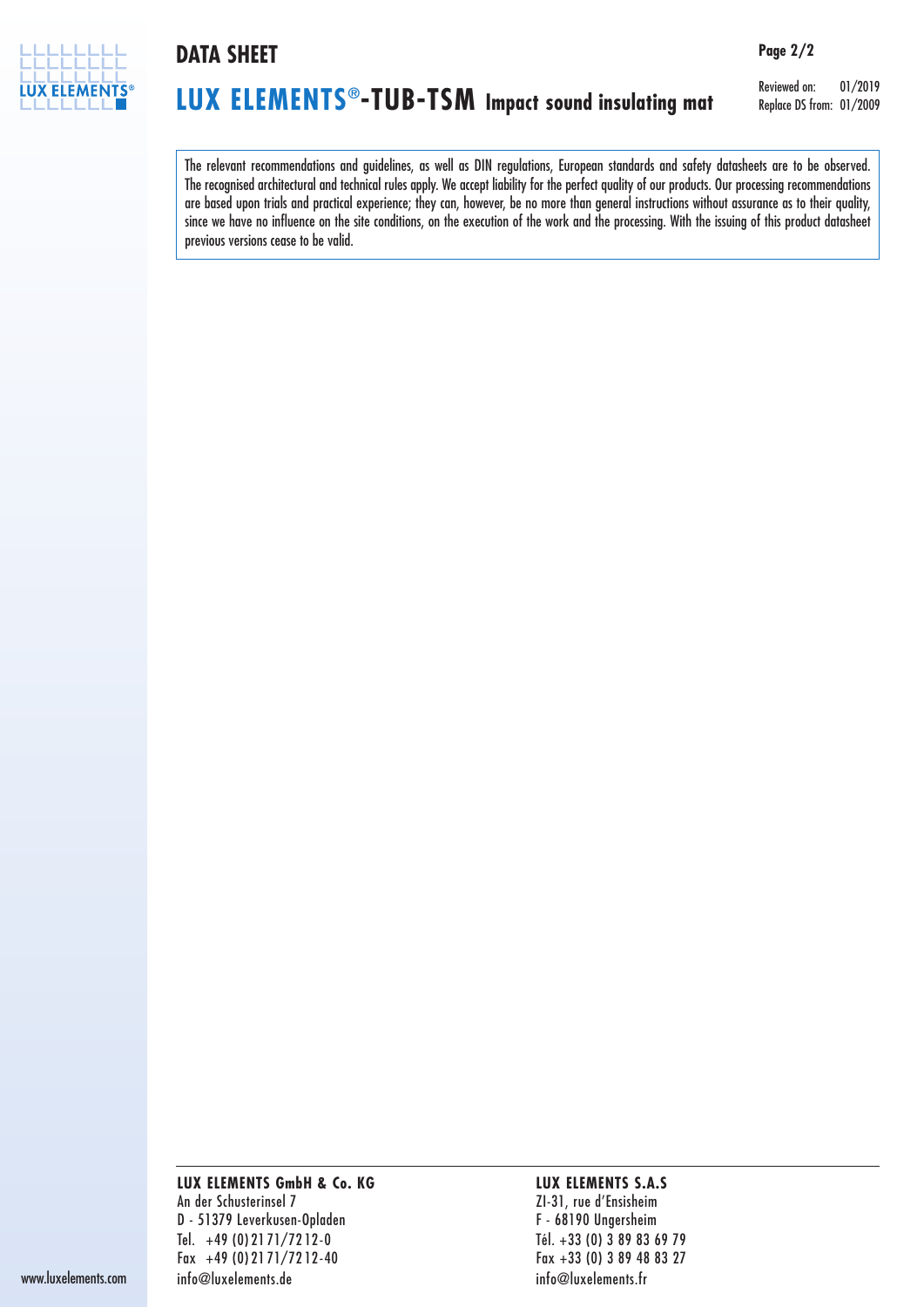The relevant recommendations and guidelines, as well as DIN regulations, European standards and safety datasheets are to be observed. The recognised architectural and technical rules apply. We accept liability for the perfect quality of our products. Our processing recommendations are based upon trials and practical experience; they can, however, be no more than general instructions without assurance as to their quality, since we have no influence on the site conditions, on the execution of the work and the processing. With the issuing of this product datasheet previous versions cease to be valid.

**LUX ELEMENTS GmbH & Co. KG**
An der Schusterinsel 7
D - 51379 Leverkusen-Opladen
Tel. +49 (0) 21 71/72 12-0
Fax +49 (0) 21 71/72 12-40
info@luxelements.de

**LUX ELEMENTS S.A.S**
ZI-31, rue d'Ensisheim
F - 68190 Ungersheim
Tél. +33 (0) 3 89 83 69 79
Fax +33 (0) 3 89 48 83 27
info@luxelements.fr

www.luxelements.com